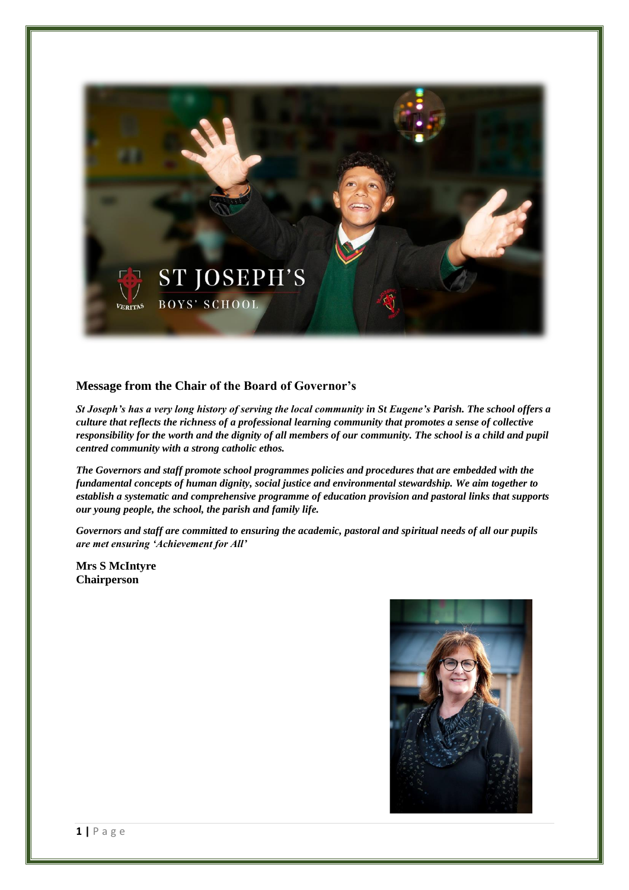## Message from the Chair of the Board of Governor's

***St Joseph's has a very long history of serving the local community in St Eugene's Parish. The school offers a culture that reflects the richness of a professional learning community that promotes a sense of collective responsibility for the worth and the dignity of all members of our community. The school is a child and pupil centred community with a strong catholic ethos.***

***The Governors and staff promote school programmes policies and procedures that are embedded with the fundamental concepts of human dignity, social justice and environmental stewardship. We aim together to establish a systematic and comprehensive programme of education provision and pastoral links that supports our young people, the school, the parish and family life.***

***Governors and staff are committed to ensuring the academic, pastoral and spiritual needs of all our pupils are met ensuring 'Achievement for All'***

**Mrs S McIntyre**
**Chairperson**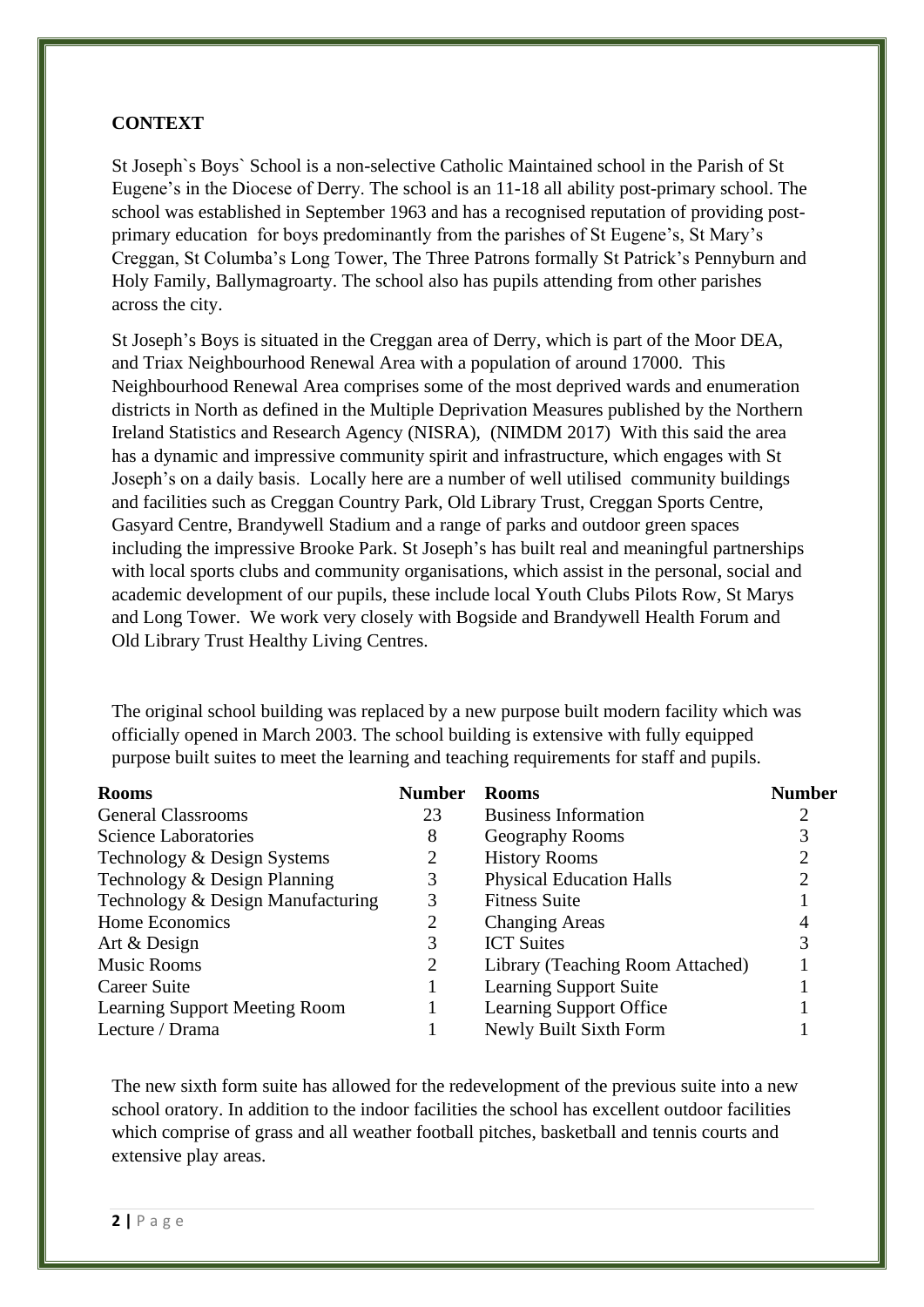**CONTEXT**

St Joseph`s Boys` School is a non-selective Catholic Maintained school in the Parish of St Eugene's in the Diocese of Derry. The school is an 11-18 all ability post-primary school. The school was established in September 1963 and has a recognised reputation of providing post-primary education for boys predominantly from the parishes of St Eugene's, St Mary's Creggan, St Columba's Long Tower, The Three Patrons formally St Patrick's Pennyburn and Holy Family, Ballymagroarty. The school also has pupils attending from other parishes across the city.

St Joseph's Boys is situated in the Creggan area of Derry, which is part of the Moor DEA, and Triax Neighbourhood Renewal Area with a population of around 17000. This Neighbourhood Renewal Area comprises some of the most deprived wards and enumeration districts in North as defined in the Multiple Deprivation Measures published by the Northern Ireland Statistics and Research Agency (NISRA), (NIMDM 2017) With this said the area has a dynamic and impressive community spirit and infrastructure, which engages with St Joseph's on a daily basis. Locally here are a number of well utilised community buildings and facilities such as Creggan Country Park, Old Library Trust, Creggan Sports Centre, Gasyard Centre, Brandywell Stadium and a range of parks and outdoor green spaces including the impressive Brooke Park. St Joseph's has built real and meaningful partnerships with local sports clubs and community organisations, which assist in the personal, social and academic development of our pupils, these include local Youth Clubs Pilots Row, St Marys and Long Tower. We work very closely with Bogside and Brandywell Health Forum and Old Library Trust Healthy Living Centres.

The original school building was replaced by a new purpose built modern facility which was officially opened in March 2003. The school building is extensive with fully equipped purpose built suites to meet the learning and teaching requirements for staff and pupils.

| Rooms | Number | Rooms | Number |
|---|---|---|---|
| General Classrooms | 23 | Business Information | 2 |
| Science Laboratories | 8 | Geography Rooms | 3 |
| Technology & Design Systems | 2 | History Rooms | 2 |
| Technology & Design Planning | 3 | Physical Education Halls | 2 |
| Technology & Design Manufacturing | 3 | Fitness Suite | 1 |
| Home Economics | 2 | Changing Areas | 4 |
| Art & Design | 3 | ICT Suites | 3 |
| Music Rooms | 2 | Library (Teaching Room Attached) | 1 |
| Career Suite | 1 | Learning Support Suite | 1 |
| Learning Support Meeting Room | 1 | Learning Support Office | 1 |
| Lecture / Drama | 1 | Newly Built Sixth Form | 1 |

The new sixth form suite has allowed for the redevelopment of the previous suite into a new school oratory. In addition to the indoor facilities the school has excellent outdoor facilities which comprise of grass and all weather football pitches, basketball and tennis courts and extensive play areas.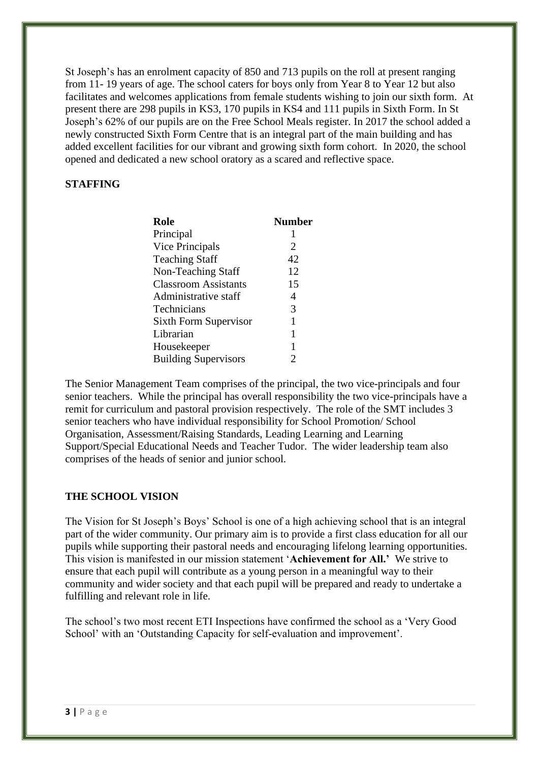St Joseph's has an enrolment capacity of 850 and 713 pupils on the roll at present ranging from 11- 19 years of age. The school caters for boys only from Year 8 to Year 12 but also facilitates and welcomes applications from female students wishing to join our sixth form. At present there are 298 pupils in KS3, 170 pupils in KS4 and 111 pupils in Sixth Form. In St Joseph's 62% of our pupils are on the Free School Meals register. In 2017 the school added a newly constructed Sixth Form Centre that is an integral part of the main building and has added excellent facilities for our vibrant and growing sixth form cohort. In 2020, the school opened and dedicated a new school oratory as a scared and reflective space.

## STAFFING

| Role | Number |
|---|---|
| Principal | 1 |
| Vice Principals | 2 |
| Teaching Staff | 42 |
| Non-Teaching Staff | 12 |
| Classroom Assistants | 15 |
| Administrative staff | 4 |
| Technicians | 3 |
| Sixth Form Supervisor | 1 |
| Librarian | 1 |
| Housekeeper | 1 |
| Building Supervisors | 2 |

The Senior Management Team comprises of the principal, the two vice-principals and four senior teachers. While the principal has overall responsibility the two vice-principals have a remit for curriculum and pastoral provision respectively. The role of the SMT includes 3 senior teachers who have individual responsibility for School Promotion/ School Organisation, Assessment/Raising Standards, Leading Learning and Learning Support/Special Educational Needs and Teacher Tudor. The wider leadership team also comprises of the heads of senior and junior school.

## THE SCHOOL VISION

The Vision for St Joseph's Boys' School is one of a high achieving school that is an integral part of the wider community. Our primary aim is to provide a first class education for all our pupils while supporting their pastoral needs and encouraging lifelong learning opportunities. This vision is manifested in our mission statement '**Achievement for All.**' We strive to ensure that each pupil will contribute as a young person in a meaningful way to their community and wider society and that each pupil will be prepared and ready to undertake a fulfilling and relevant role in life.

The school's two most recent ETI Inspections have confirmed the school as a 'Very Good School' with an 'Outstanding Capacity for self-evaluation and improvement'.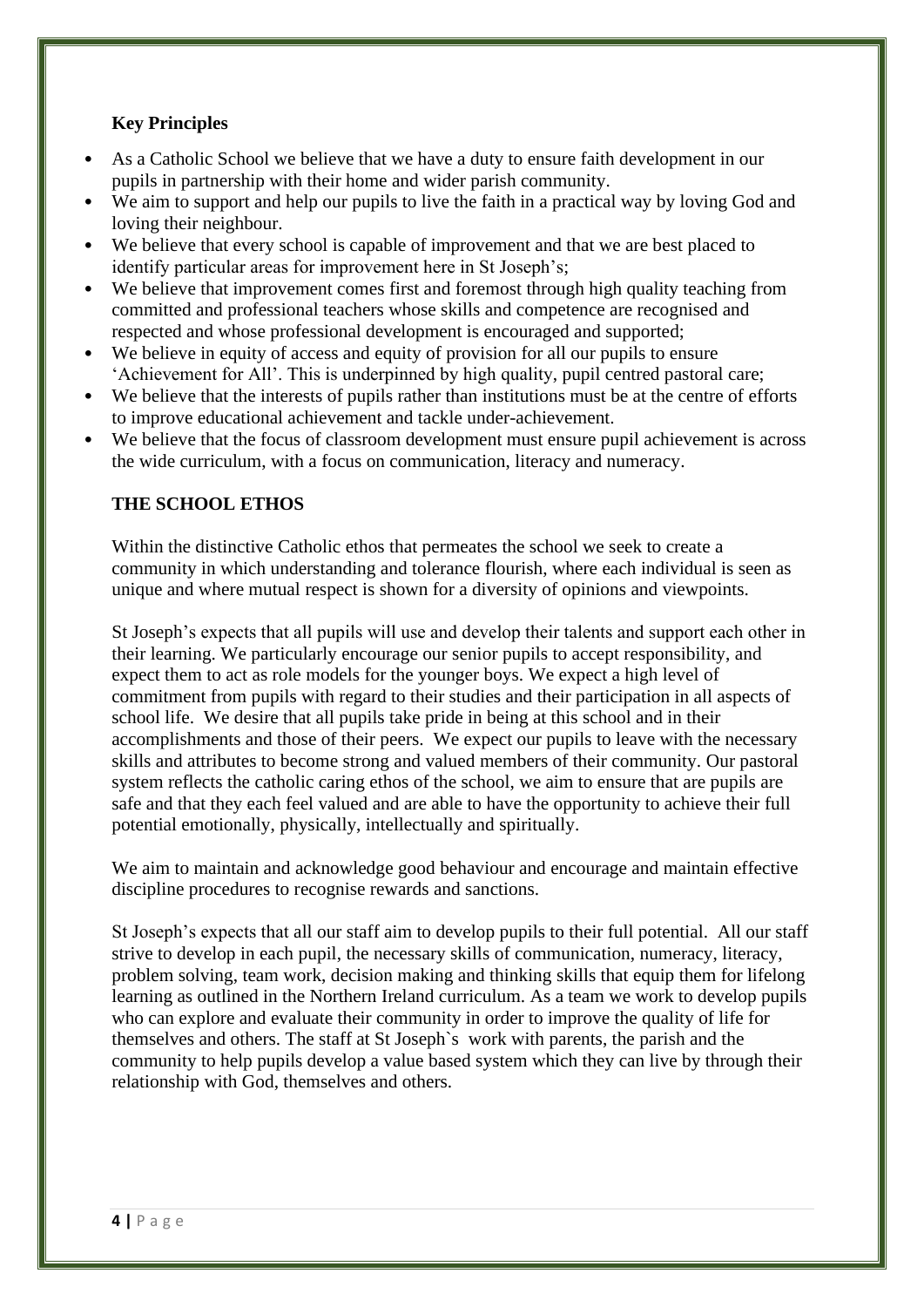### Key Principles

- As a Catholic School we believe that we have a duty to ensure faith development in our pupils in partnership with their home and wider parish community.
- We aim to support and help our pupils to live the faith in a practical way by loving God and loving their neighbour.
- We believe that every school is capable of improvement and that we are best placed to identify particular areas for improvement here in St Joseph's;
- We believe that improvement comes first and foremost through high quality teaching from committed and professional teachers whose skills and competence are recognised and respected and whose professional development is encouraged and supported;
- We believe in equity of access and equity of provision for all our pupils to ensure 'Achievement for All'. This is underpinned by high quality, pupil centred pastoral care;
- We believe that the interests of pupils rather than institutions must be at the centre of efforts to improve educational achievement and tackle under-achievement.
- We believe that the focus of classroom development must ensure pupil achievement is across the wide curriculum, with a focus on communication, literacy and numeracy.

### THE SCHOOL ETHOS

Within the distinctive Catholic ethos that permeates the school we seek to create a community in which understanding and tolerance flourish, where each individual is seen as unique and where mutual respect is shown for a diversity of opinions and viewpoints.

St Joseph's expects that all pupils will use and develop their talents and support each other in their learning. We particularly encourage our senior pupils to accept responsibility, and expect them to act as role models for the younger boys. We expect a high level of commitment from pupils with regard to their studies and their participation in all aspects of school life. We desire that all pupils take pride in being at this school and in their accomplishments and those of their peers. We expect our pupils to leave with the necessary skills and attributes to become strong and valued members of their community. Our pastoral system reflects the catholic caring ethos of the school, we aim to ensure that are pupils are safe and that they each feel valued and are able to have the opportunity to achieve their full potential emotionally, physically, intellectually and spiritually.

We aim to maintain and acknowledge good behaviour and encourage and maintain effective discipline procedures to recognise rewards and sanctions.

St Joseph's expects that all our staff aim to develop pupils to their full potential. All our staff strive to develop in each pupil, the necessary skills of communication, numeracy, literacy, problem solving, team work, decision making and thinking skills that equip them for lifelong learning as outlined in the Northern Ireland curriculum. As a team we work to develop pupils who can explore and evaluate their community in order to improve the quality of life for themselves and others. The staff at St Joseph`s work with parents, the parish and the community to help pupils develop a value based system which they can live by through their relationship with God, themselves and others.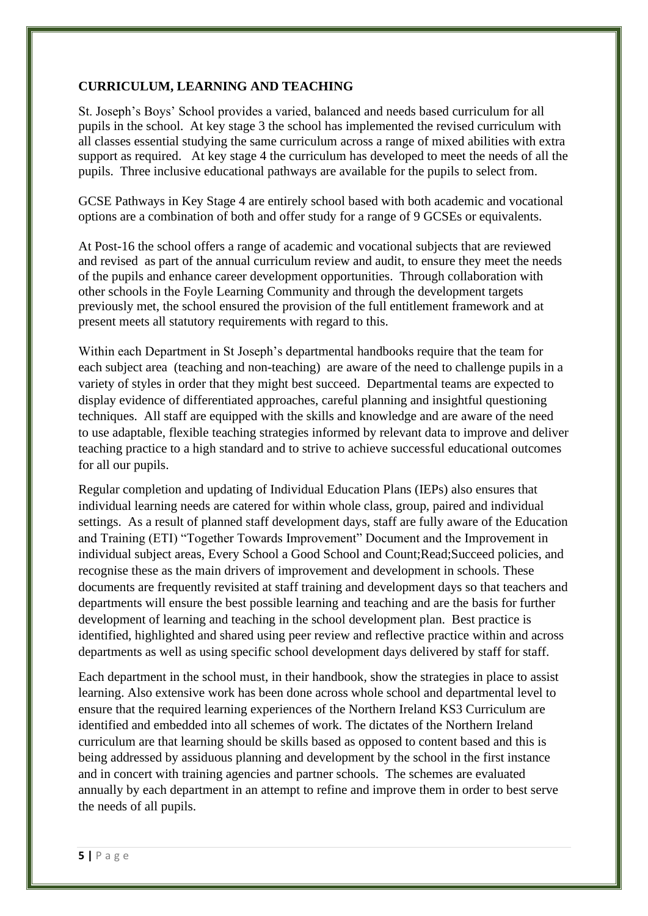**CURRICULUM, LEARNING AND TEACHING**

St. Joseph's Boys' School provides a varied, balanced and needs based curriculum for all pupils in the school. At key stage 3 the school has implemented the revised curriculum with all classes essential studying the same curriculum across a range of mixed abilities with extra support as required. At key stage 4 the curriculum has developed to meet the needs of all the pupils. Three inclusive educational pathways are available for the pupils to select from.

GCSE Pathways in Key Stage 4 are entirely school based with both academic and vocational options are a combination of both and offer study for a range of 9 GCSEs or equivalents.

At Post-16 the school offers a range of academic and vocational subjects that are reviewed and revised as part of the annual curriculum review and audit, to ensure they meet the needs of the pupils and enhance career development opportunities. Through collaboration with other schools in the Foyle Learning Community and through the development targets previously met, the school ensured the provision of the full entitlement framework and at present meets all statutory requirements with regard to this.

Within each Department in St Joseph's departmental handbooks require that the team for each subject area (teaching and non-teaching) are aware of the need to challenge pupils in a variety of styles in order that they might best succeed. Departmental teams are expected to display evidence of differentiated approaches, careful planning and insightful questioning techniques. All staff are equipped with the skills and knowledge and are aware of the need to use adaptable, flexible teaching strategies informed by relevant data to improve and deliver teaching practice to a high standard and to strive to achieve successful educational outcomes for all our pupils.

Regular completion and updating of Individual Education Plans (IEPs) also ensures that individual learning needs are catered for within whole class, group, paired and individual settings. As a result of planned staff development days, staff are fully aware of the Education and Training (ETI) "Together Towards Improvement" Document and the Improvement in individual subject areas, Every School a Good School and Count;Read;Succeed policies, and recognise these as the main drivers of improvement and development in schools. These documents are frequently revisited at staff training and development days so that teachers and departments will ensure the best possible learning and teaching and are the basis for further development of learning and teaching in the school development plan. Best practice is identified, highlighted and shared using peer review and reflective practice within and across departments as well as using specific school development days delivered by staff for staff.

Each department in the school must, in their handbook, show the strategies in place to assist learning. Also extensive work has been done across whole school and departmental level to ensure that the required learning experiences of the Northern Ireland KS3 Curriculum are identified and embedded into all schemes of work. The dictates of the Northern Ireland curriculum are that learning should be skills based as opposed to content based and this is being addressed by assiduous planning and development by the school in the first instance and in concert with training agencies and partner schools. The schemes are evaluated annually by each department in an attempt to refine and improve them in order to best serve the needs of all pupils.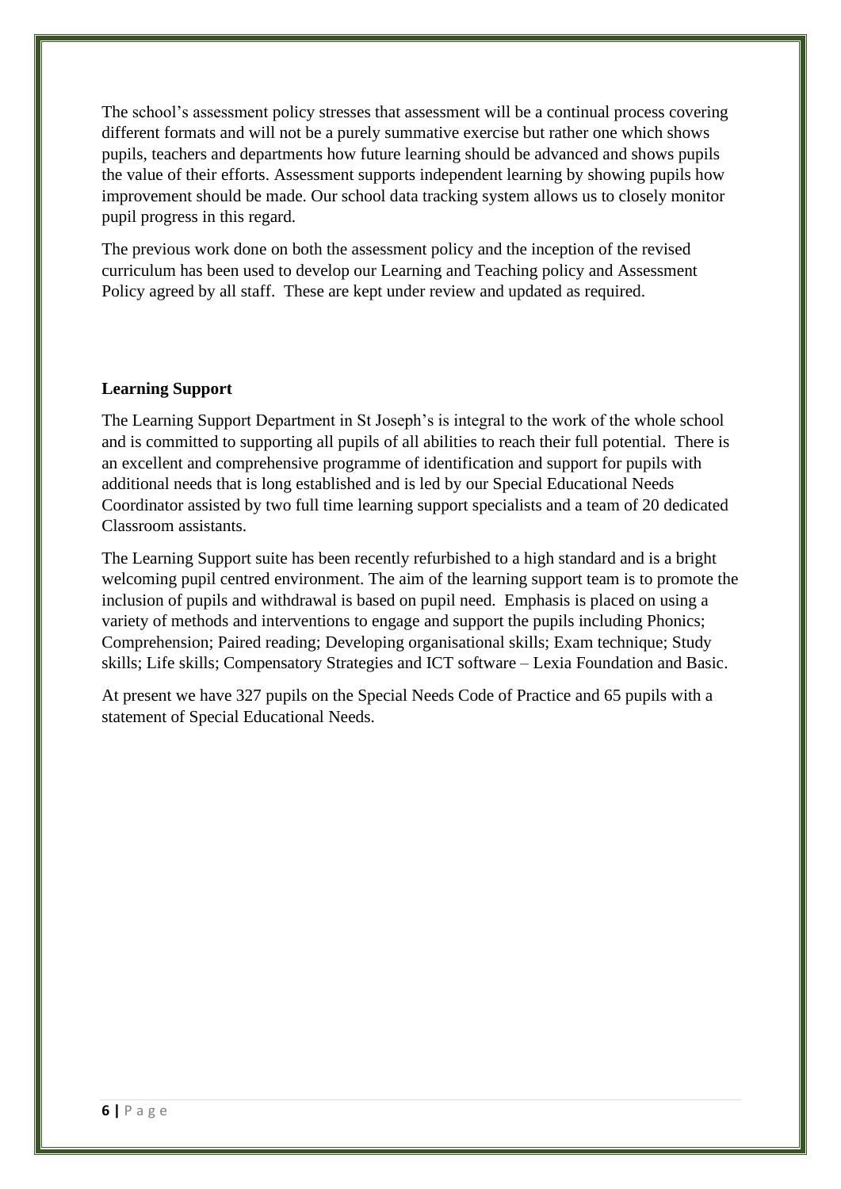The school's assessment policy stresses that assessment will be a continual process covering different formats and will not be a purely summative exercise but rather one which shows pupils, teachers and departments how future learning should be advanced and shows pupils the value of their efforts. Assessment supports independent learning by showing pupils how improvement should be made. Our school data tracking system allows us to closely monitor pupil progress in this regard.

The previous work done on both the assessment policy and the inception of the revised curriculum has been used to develop our Learning and Teaching policy and Assessment Policy agreed by all staff. These are kept under review and updated as required.

**Learning Support**

The Learning Support Department in St Joseph's is integral to the work of the whole school and is committed to supporting all pupils of all abilities to reach their full potential. There is an excellent and comprehensive programme of identification and support for pupils with additional needs that is long established and is led by our Special Educational Needs Coordinator assisted by two full time learning support specialists and a team of 20 dedicated Classroom assistants.

The Learning Support suite has been recently refurbished to a high standard and is a bright welcoming pupil centred environment. The aim of the learning support team is to promote the inclusion of pupils and withdrawal is based on pupil need. Emphasis is placed on using a variety of methods and interventions to engage and support the pupils including Phonics; Comprehension; Paired reading; Developing organisational skills; Exam technique; Study skills; Life skills; Compensatory Strategies and ICT software – Lexia Foundation and Basic.

At present we have 327 pupils on the Special Needs Code of Practice and 65 pupils with a statement of Special Educational Needs.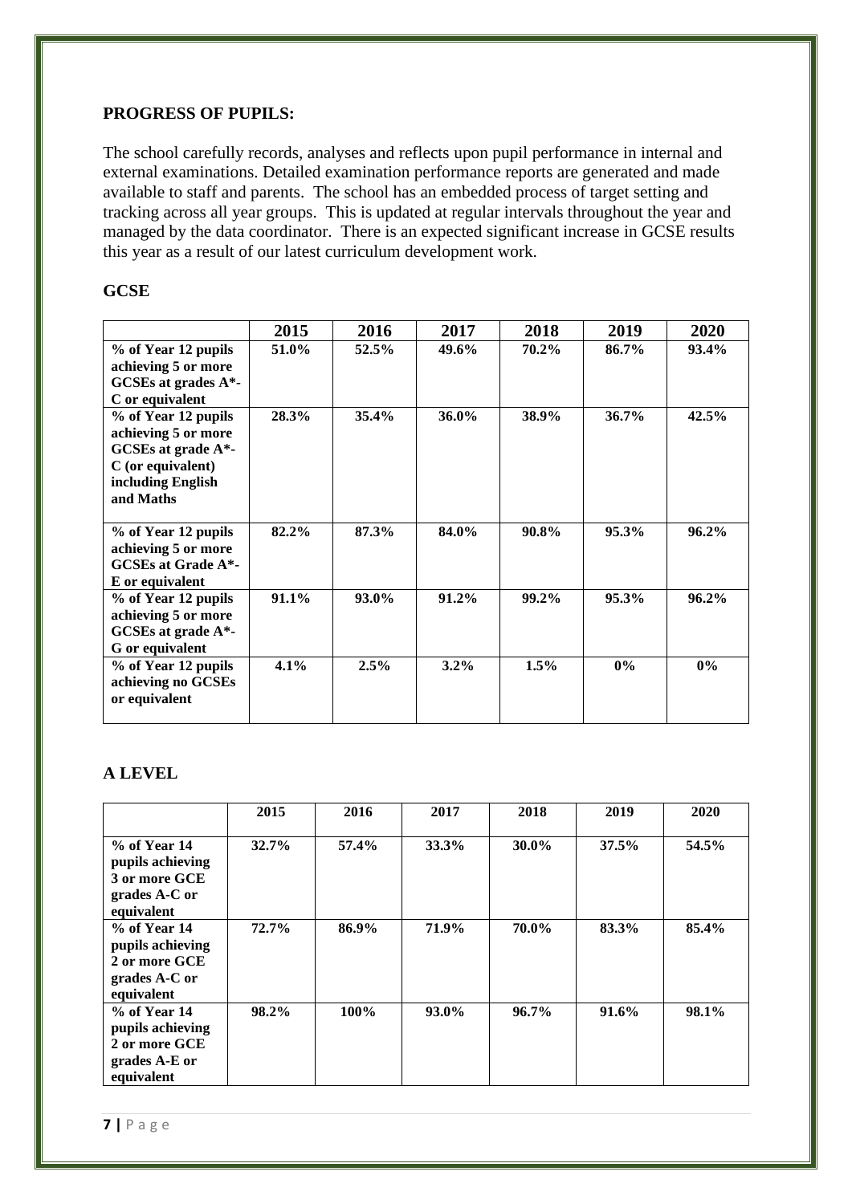**PROGRESS OF PUPILS:**

The school carefully records, analyses and reflects upon pupil performance in internal and external examinations. Detailed examination performance reports are generated and made available to staff and parents. The school has an embedded process of target setting and tracking across all year groups. This is updated at regular intervals throughout the year and managed by the data coordinator. There is an expected significant increase in GCSE results this year as a result of our latest curriculum development work.

**GCSE**

| | 2015 | 2016 | 2017 | 2018 | 2019 | 2020 |
|---|---|---|---|---|---|---|
| **% of Year 12 pupils achieving 5 or more GCSEs at grades A*-C or equivalent** | **51.0%** | **52.5%** | **49.6%** | **70.2%** | **86.7%** | **93.4%** |
| **% of Year 12 pupils achieving 5 or more GCSEs at grade A*-C (or equivalent) including English and Maths** | **28.3%** | **35.4%** | **36.0%** | **38.9%** | **36.7%** | **42.5%** |
| **% of Year 12 pupils achieving 5 or more GCSEs at Grade A*-E or equivalent** | **82.2%** | **87.3%** | **84.0%** | **90.8%** | **95.3%** | **96.2%** |
| **% of Year 12 pupils achieving 5 or more GCSEs at grade A*-G or equivalent** | **91.1%** | **93.0%** | **91.2%** | **99.2%** | **95.3%** | **96.2%** |
| **% of Year 12 pupils achieving no GCSEs or equivalent** | **4.1%** | **2.5%** | **3.2%** | **1.5%** | **0%** | **0%** |

**A LEVEL**

| | 2015 | 2016 | 2017 | 2018 | 2019 | 2020 |
|---|---|---|---|---|---|---|
| **% of Year 14 pupils achieving 3 or more GCE grades A-C or equivalent** | **32.7%** | **57.4%** | **33.3%** | **30.0%** | **37.5%** | **54.5%** |
| **% of Year 14 pupils achieving 2 or more GCE grades A-C or equivalent** | **72.7%** | **86.9%** | **71.9%** | **70.0%** | **83.3%** | **85.4%** |
| **% of Year 14 pupils achieving 2 or more GCE grades A-E or equivalent** | **98.2%** | **100%** | **93.0%** | **96.7%** | **91.6%** | **98.1%** |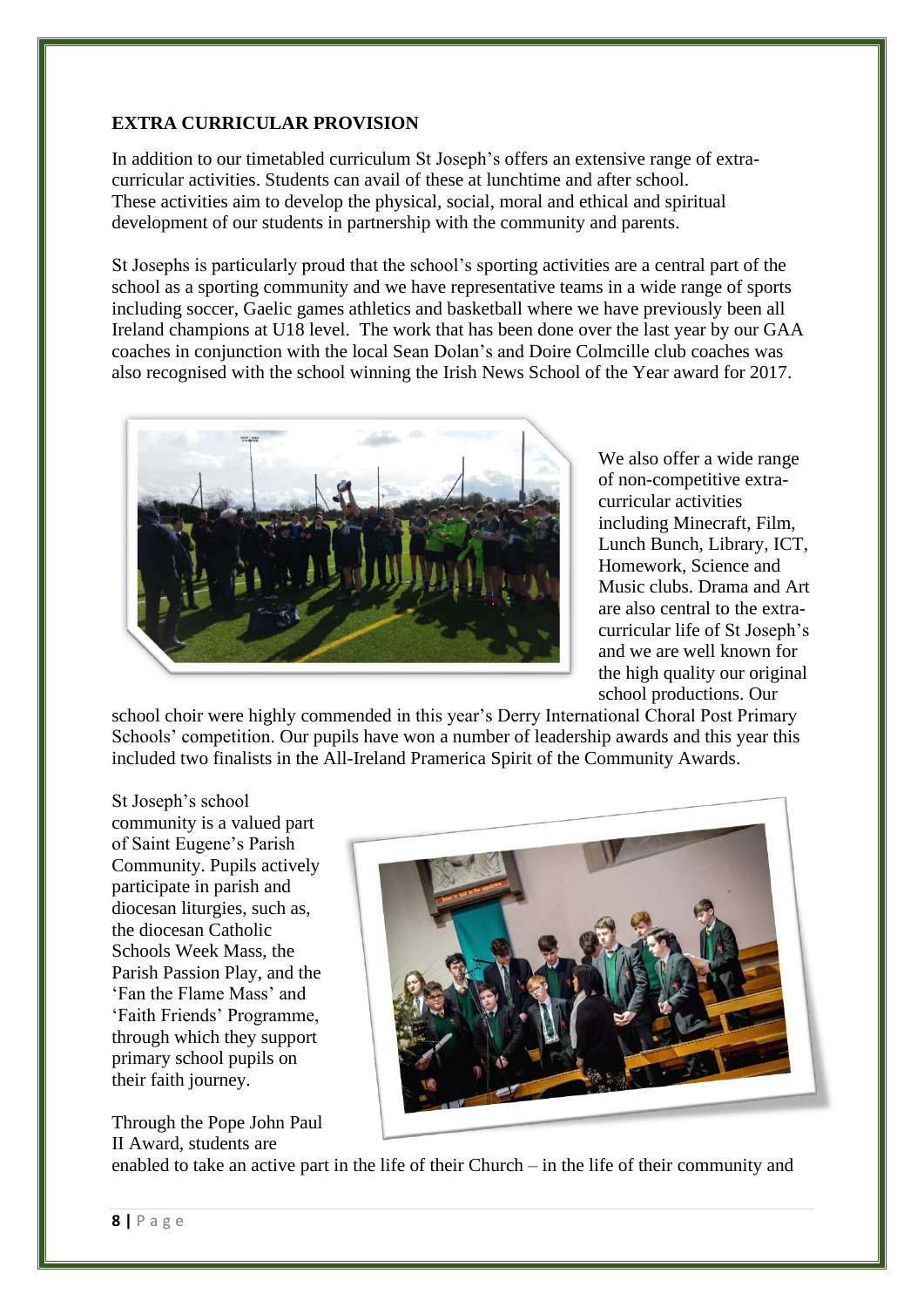**EXTRA CURRICULAR PROVISION**

In addition to our timetabled curriculum St Joseph's offers an extensive range of extra-curricular activities. Students can avail of these at lunchtime and after school. These activities aim to develop the physical, social, moral and ethical and spiritual development of our students in partnership with the community and parents.

St Josephs is particularly proud that the school's sporting activities are a central part of the school as a sporting community and we have representative teams in a wide range of sports including soccer, Gaelic games athletics and basketball where we have previously been all Ireland champions at U18 level. The work that has been done over the last year by our GAA coaches in conjunction with the local Sean Dolan's and Doire Colmcille club coaches was also recognised with the school winning the Irish News School of the Year award for 2017.

We also offer a wide range of non-competitive extra-curricular activities including Minecraft, Film, Lunch Bunch, Library, ICT, Homework, Science and Music clubs. Drama and Art are also central to the extra-curricular life of St Joseph's and we are well known for the high quality our original school productions. Our school choir were highly commended in this year's Derry International Choral Post Primary Schools' competition. Our pupils have won a number of leadership awards and this year this included two finalists in the All-Ireland Pramerica Spirit of the Community Awards.

St Joseph's school community is a valued part of Saint Eugene's Parish Community. Pupils actively participate in parish and diocesan liturgies, such as, the diocesan Catholic Schools Week Mass, the Parish Passion Play, and the 'Fan the Flame Mass' and 'Faith Friends' Programme, through which they support primary school pupils on their faith journey.

Through the Pope John Paul II Award, students are enabled to take an active part in the life of their Church – in the life of their community and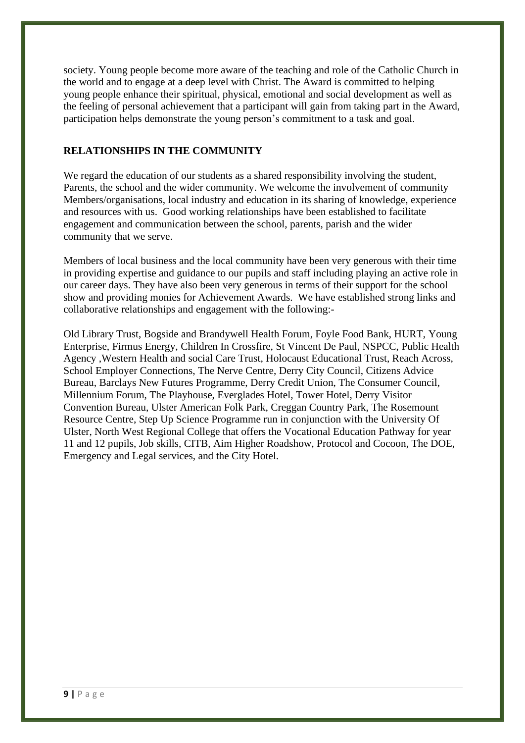society. Young people become more aware of the teaching and role of the Catholic Church in the world and to engage at a deep level with Christ. The Award is committed to helping young people enhance their spiritual, physical, emotional and social development as well as the feeling of personal achievement that a participant will gain from taking part in the Award, participation helps demonstrate the young person's commitment to a task and goal.

## RELATIONSHIPS IN THE COMMUNITY

We regard the education of our students as a shared responsibility involving the student, Parents, the school and the wider community. We welcome the involvement of community Members/organisations, local industry and education in its sharing of knowledge, experience and resources with us. Good working relationships have been established to facilitate engagement and communication between the school, parents, parish and the wider community that we serve.

Members of local business and the local community have been very generous with their time in providing expertise and guidance to our pupils and staff including playing an active role in our career days. They have also been very generous in terms of their support for the school show and providing monies for Achievement Awards. We have established strong links and collaborative relationships and engagement with the following:-

Old Library Trust, Bogside and Brandywell Health Forum, Foyle Food Bank, HURT, Young Enterprise, Firmus Energy, Children In Crossfire, St Vincent De Paul, NSPCC, Public Health Agency ,Western Health and social Care Trust, Holocaust Educational Trust, Reach Across, School Employer Connections, The Nerve Centre, Derry City Council, Citizens Advice Bureau, Barclays New Futures Programme, Derry Credit Union, The Consumer Council, Millennium Forum, The Playhouse, Everglades Hotel, Tower Hotel, Derry Visitor Convention Bureau, Ulster American Folk Park, Creggan Country Park, The Rosemount Resource Centre, Step Up Science Programme run in conjunction with the University Of Ulster, North West Regional College that offers the Vocational Education Pathway for year 11 and 12 pupils, Job skills, CITB, Aim Higher Roadshow, Protocol and Cocoon, The DOE, Emergency and Legal services, and the City Hotel.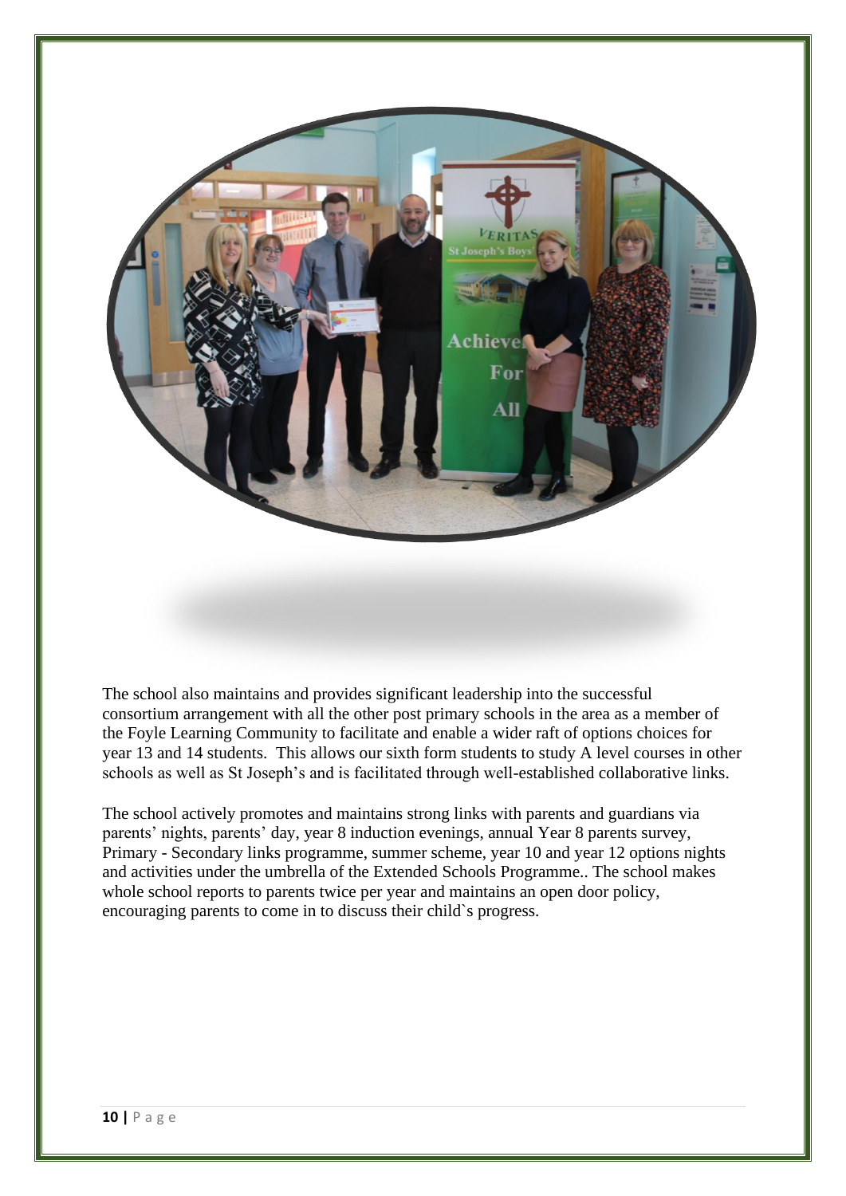The school also maintains and provides significant leadership into the successful consortium arrangement with all the other post primary schools in the area as a member of the Foyle Learning Community to facilitate and enable a wider raft of options choices for year 13 and 14 students. This allows our sixth form students to study A level courses in other schools as well as St Joseph's and is facilitated through well-established collaborative links.

The school actively promotes and maintains strong links with parents and guardians via parents' nights, parents' day, year 8 induction evenings, annual Year 8 parents survey, Primary - Secondary links programme, summer scheme, year 10 and year 12 options nights and activities under the umbrella of the Extended Schools Programme.. The school makes whole school reports to parents twice per year and maintains an open door policy, encouraging parents to come in to discuss their child`s progress.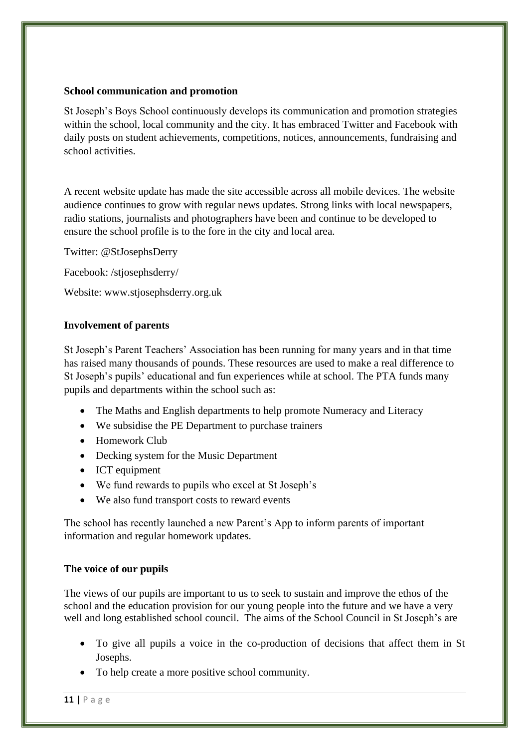### School communication and promotion

St Joseph's Boys School continuously develops its communication and promotion strategies within the school, local community and the city. It has embraced Twitter and Facebook with daily posts on student achievements, competitions, notices, announcements, fundraising and school activities.

A recent website update has made the site accessible across all mobile devices. The website audience continues to grow with regular news updates. Strong links with local newspapers, radio stations, journalists and photographers have been and continue to be developed to ensure the school profile is to the fore in the city and local area.

Twitter: @StJosephsDerry

Facebook: /stjosephsderry/

Website: www.stjosephsderry.org.uk

### Involvement of parents

St Joseph's Parent Teachers' Association has been running for many years and in that time has raised many thousands of pounds. These resources are used to make a real difference to St Joseph's pupils' educational and fun experiences while at school. The PTA funds many pupils and departments within the school such as:

- The Maths and English departments to help promote Numeracy and Literacy
- We subsidise the PE Department to purchase trainers
- Homework Club
- Decking system for the Music Department
- ICT equipment
- We fund rewards to pupils who excel at St Joseph's
- We also fund transport costs to reward events

The school has recently launched a new Parent's App to inform parents of important information and regular homework updates.

### The voice of our pupils

The views of our pupils are important to us to seek to sustain and improve the ethos of the school and the education provision for our young people into the future and we have a very well and long established school council. The aims of the School Council in St Joseph's are

- To give all pupils a voice in the co-production of decisions that affect them in St Josephs.
- To help create a more positive school community.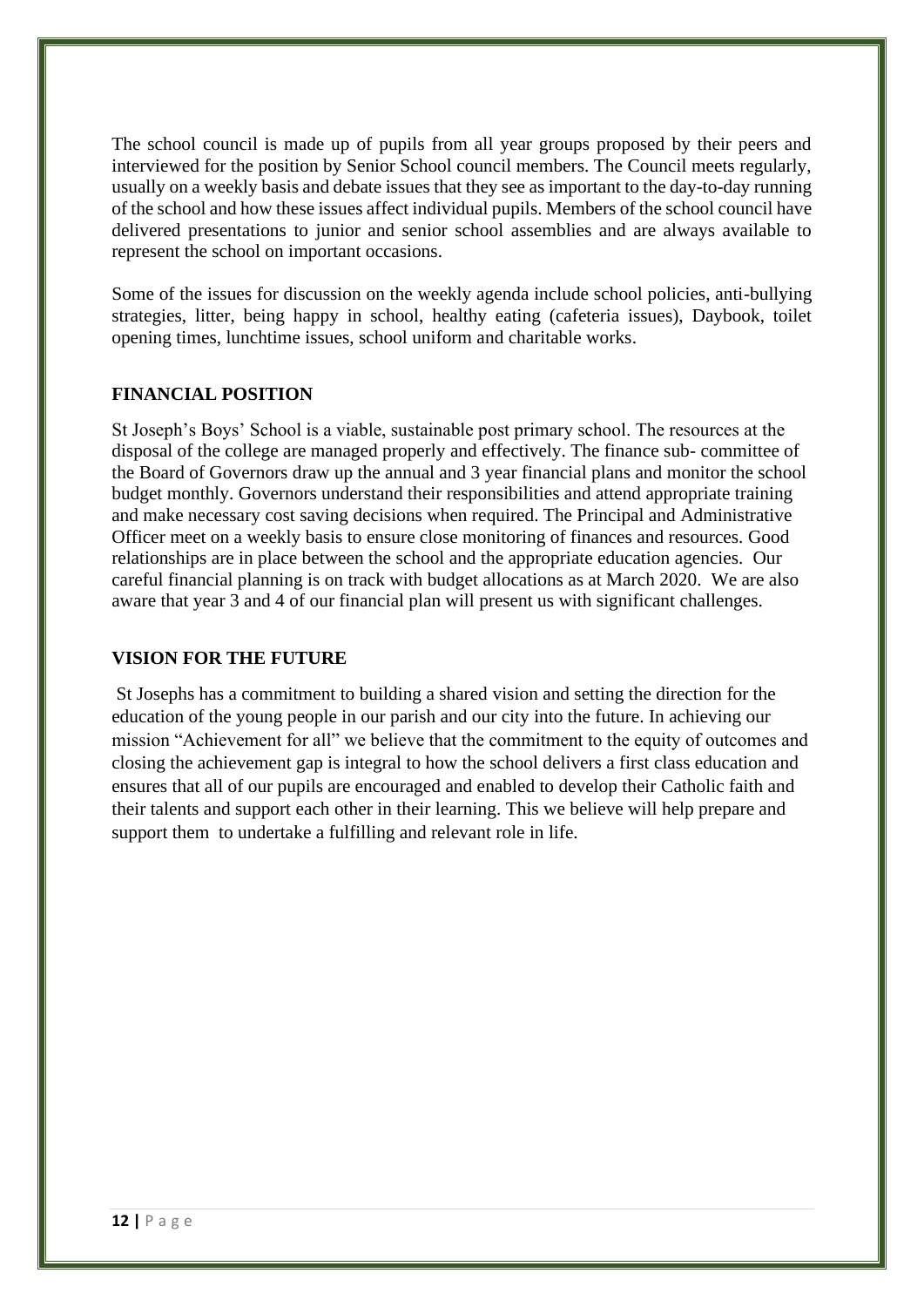The school council is made up of pupils from all year groups proposed by their peers and interviewed for the position by Senior School council members. The Council meets regularly, usually on a weekly basis and debate issues that they see as important to the day-to-day running of the school and how these issues affect individual pupils. Members of the school council have delivered presentations to junior and senior school assemblies and are always available to represent the school on important occasions.

Some of the issues for discussion on the weekly agenda include school policies, anti-bullying strategies, litter, being happy in school, healthy eating (cafeteria issues), Daybook, toilet opening times, lunchtime issues, school uniform and charitable works.

## FINANCIAL POSITION

St Joseph's Boys' School is a viable, sustainable post primary school. The resources at the disposal of the college are managed properly and effectively. The finance sub- committee of the Board of Governors draw up the annual and 3 year financial plans and monitor the school budget monthly. Governors understand their responsibilities and attend appropriate training and make necessary cost saving decisions when required. The Principal and Administrative Officer meet on a weekly basis to ensure close monitoring of finances and resources. Good relationships are in place between the school and the appropriate education agencies. Our careful financial planning is on track with budget allocations as at March 2020. We are also aware that year 3 and 4 of our financial plan will present us with significant challenges.

## VISION FOR THE FUTURE

St Josephs has a commitment to building a shared vision and setting the direction for the education of the young people in our parish and our city into the future. In achieving our mission "Achievement for all" we believe that the commitment to the equity of outcomes and closing the achievement gap is integral to how the school delivers a first class education and ensures that all of our pupils are encouraged and enabled to develop their Catholic faith and their talents and support each other in their learning. This we believe will help prepare and support them to undertake a fulfilling and relevant role in life.